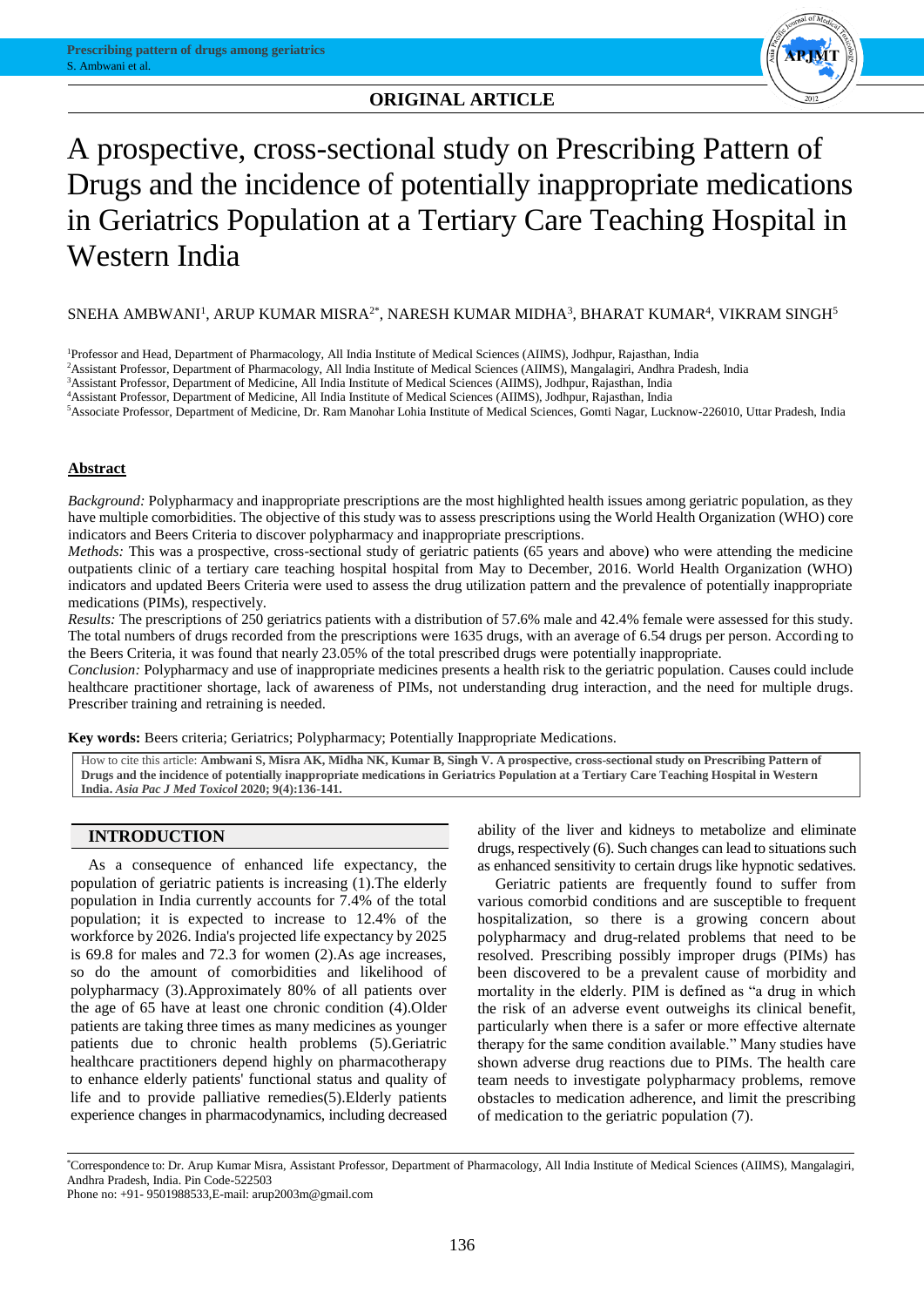**ORIGINAL ARTICLE**

# A prospective, cross-sectional study on Prescribing Pattern of Drugs and the incidence of potentially inappropriate medications in Geriatrics Population at a Tertiary Care Teaching Hospital in Western India

SNEHA AMBWANI[1], ARUP KUMAR MISRA[2*], NARESH KUMAR MIDHA[3], BHARAT KUMAR[4], VIKRAM SINGH[5]

[1]Professor and Head, Department of Pharmacology, All India Institute of Medical Sciences (AIIMS), Jodhpur, Rajasthan, India
[2]Assistant Professor, Department of Pharmacology, All India Institute of Medical Sciences (AIIMS), Mangalagiri, Andhra Pradesh, India
[3]Assistant Professor, Department of Medicine, All India Institute of Medical Sciences (AIIMS), Jodhpur, Rajasthan, India
[4]Assistant Professor, Department of Medicine, All India Institute of Medical Sciences (AIIMS), Jodhpur, Rajasthan, India
[5]Associate Professor, Department of Medicine, Dr. Ram Manohar Lohia Institute of Medical Sciences, Gomti Nagar, Lucknow-226010, Uttar Pradesh, India

## Abstract

*Background:* Polypharmacy and inappropriate prescriptions are the most highlighted health issues among geriatric population, as they have multiple comorbidities. The objective of this study was to assess prescriptions using the World Health Organization (WHO) core indicators and Beers Criteria to discover polypharmacy and inappropriate prescriptions.

*Methods:* This was a prospective, cross-sectional study of geriatric patients (65 years and above) who were attending the medicine outpatients clinic of a tertiary care teaching hospital hospital from May to December, 2016. World Health Organization (WHO) indicators and updated Beers Criteria were used to assess the drug utilization pattern and the prevalence of potentially inappropriate medications (PIMs), respectively.

*Results:* The prescriptions of 250 geriatrics patients with a distribution of 57.6% male and 42.4% female were assessed for this study. The total numbers of drugs recorded from the prescriptions were 1635 drugs, with an average of 6.54 drugs per person. According to the Beers Criteria, it was found that nearly 23.05% of the total prescribed drugs were potentially inappropriate.

*Conclusion:* Polypharmacy and use of inappropriate medicines presents a health risk to the geriatric population. Causes could include healthcare practitioner shortage, lack of awareness of PIMs, not understanding drug interaction, and the need for multiple drugs. Prescriber training and retraining is needed.

**Key words:** Beers criteria; Geriatrics; Polypharmacy; Potentially Inappropriate Medications.

How to cite this article: **Ambwani S, Misra AK, Midha NK, Kumar B, Singh V. A prospective, cross-sectional study on Prescribing Pattern of Drugs and the incidence of potentially inappropriate medications in Geriatrics Population at a Tertiary Care Teaching Hospital in Western India.** ***Asia Pac J Med Toxicol*** **2020; 9(4):136-141.**

## INTRODUCTION

As a consequence of enhanced life expectancy, the population of geriatric patients is increasing (1).The elderly population in India currently accounts for 7.4% of the total population; it is expected to increase to 12.4% of the workforce by 2026. India's projected life expectancy by 2025 is 69.8 for males and 72.3 for women (2).As age increases, so do the amount of comorbidities and likelihood of polypharmacy (3).Approximately 80% of all patients over the age of 65 have at least one chronic condition (4).Older patients are taking three times as many medicines as younger patients due to chronic health problems (5).Geriatric healthcare practitioners depend highly on pharmacotherapy to enhance elderly patients' functional status and quality of life and to provide palliative remedies(5).Elderly patients experience changes in pharmacodynamics, including decreased ability of the liver and kidneys to metabolize and eliminate drugs, respectively (6). Such changes can lead to situations such as enhanced sensitivity to certain drugs like hypnotic sedatives.

Geriatric patients are frequently found to suffer from various comorbid conditions and are susceptible to frequent hospitalization, so there is a growing concern about polypharmacy and drug-related problems that need to be resolved. Prescribing possibly improper drugs (PIMs) has been discovered to be a prevalent cause of morbidity and mortality in the elderly. PIM is defined as "a drug in which the risk of an adverse event outweighs its clinical benefit, particularly when there is a safer or more effective alternate therapy for the same condition available." Many studies have shown adverse drug reactions due to PIMs. The health care team needs to investigate polypharmacy problems, remove obstacles to medication adherence, and limit the prescribing of medication to the geriatric population (7).

*Correspondence to: Dr. Arup Kumar Misra, Assistant Professor, Department of Pharmacology, All India Institute of Medical Sciences (AIIMS), Mangalagiri, Andhra Pradesh, India. Pin Code-522503
Phone no: +91- 9501988533,E-mail: arup2003m@gmail.com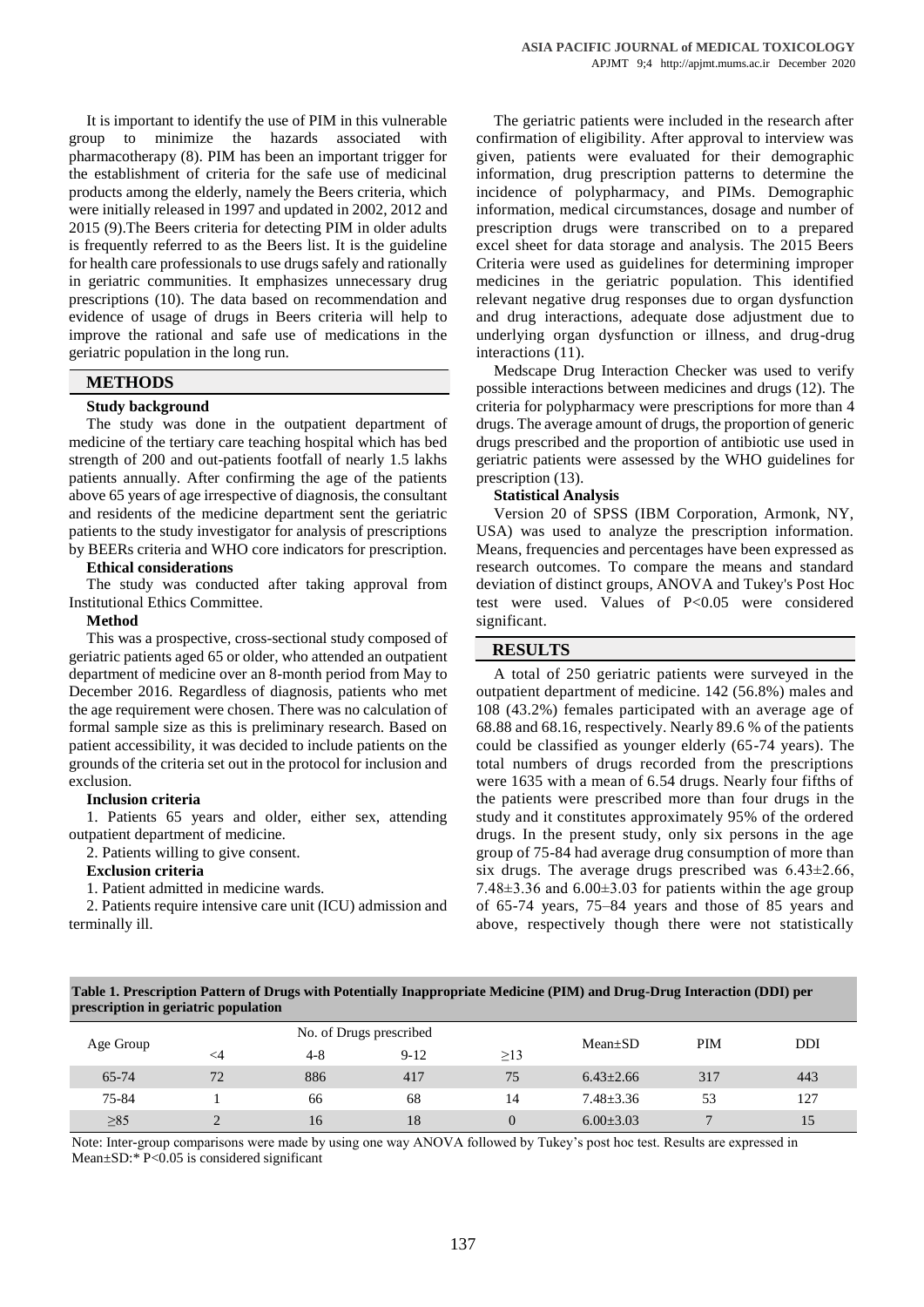It is important to identify the use of PIM in this vulnerable group to minimize the hazards associated with pharmacotherapy (8). PIM has been an important trigger for the establishment of criteria for the safe use of medicinal products among the elderly, namely the Beers criteria, which were initially released in 1997 and updated in 2002, 2012 and 2015 (9).The Beers criteria for detecting PIM in older adults is frequently referred to as the Beers list. It is the guideline for health care professionals to use drugs safely and rationally in geriatric communities. It emphasizes unnecessary drug prescriptions (10). The data based on recommendation and evidence of usage of drugs in Beers criteria will help to improve the rational and safe use of medications in the geriatric population in the long run.

## METHODS

### Study background

The study was done in the outpatient department of medicine of the tertiary care teaching hospital which has bed strength of 200 and out-patients footfall of nearly 1.5 lakhs patients annually. After confirming the age of the patients above 65 years of age irrespective of diagnosis, the consultant and residents of the medicine department sent the geriatric patients to the study investigator for analysis of prescriptions by BEERs criteria and WHO core indicators for prescription.

### Ethical considerations

The study was conducted after taking approval from Institutional Ethics Committee.

### Method

This was a prospective, cross-sectional study composed of geriatric patients aged 65 or older, who attended an outpatient department of medicine over an 8-month period from May to December 2016. Regardless of diagnosis, patients who met the age requirement were chosen. There was no calculation of formal sample size as this is preliminary research. Based on patient accessibility, it was decided to include patients on the grounds of the criteria set out in the protocol for inclusion and exclusion.

### Inclusion criteria

1. Patients 65 years and older, either sex, attending outpatient department of medicine.
2. Patients willing to give consent.

### Exclusion criteria

1. Patient admitted in medicine wards.
2. Patients require intensive care unit (ICU) admission and terminally ill.

The geriatric patients were included in the research after confirmation of eligibility. After approval to interview was given, patients were evaluated for their demographic information, drug prescription patterns to determine the incidence of polypharmacy, and PIMs. Demographic information, medical circumstances, dosage and number of prescription drugs were transcribed on to a prepared excel sheet for data storage and analysis. The 2015 Beers Criteria were used as guidelines for determining improper medicines in the geriatric population. This identified relevant negative drug responses due to organ dysfunction and drug interactions, adequate dose adjustment due to underlying organ dysfunction or illness, and drug-drug interactions (11).

Medscape Drug Interaction Checker was used to verify possible interactions between medicines and drugs (12). The criteria for polypharmacy were prescriptions for more than 4 drugs. The average amount of drugs, the proportion of generic drugs prescribed and the proportion of antibiotic use used in geriatric patients were assessed by the WHO guidelines for prescription (13).

### Statistical Analysis

Version 20 of SPSS (IBM Corporation, Armonk, NY, USA) was used to analyze the prescription information. Means, frequencies and percentages have been expressed as research outcomes. To compare the means and standard deviation of distinct groups, ANOVA and Tukey's Post Hoc test were used. Values of $P<0.05$ were considered significant.

## RESULTS

A total of 250 geriatric patients were surveyed in the outpatient department of medicine. 142 (56.8%) males and 108 (43.2%) females participated with an average age of 68.88 and 68.16, respectively. Nearly 89.6 % of the patients could be classified as younger elderly (65-74 years). The total numbers of drugs recorded from the prescriptions were 1635 with a mean of 6.54 drugs. Nearly four fifths of the patients were prescribed more than four drugs in the study and it constitutes approximately 95% of the ordered drugs. In the present study, only six persons in the age group of 75-84 had average drug consumption of more than six drugs. The average drugs prescribed was 6.43±2.66, 7.48±3.36 and 6.00±3.03 for patients within the age group of 65-74 years, 75–84 years and those of 85 years and above, respectively though there were not statistically

**Table 1. Prescription Pattern of Drugs with Potentially Inappropriate Medicine (PIM) and Drug-Drug Interaction (DDI) per prescription in geriatric population**

| Age Group | No. of Drugs prescribed | | | | Mean±SD | PIM | DDI |
|---|---|---|---|---|---|---|---|
| | <4 | 4-8 | 9-12 | ≥13 | | | |
| 65-74 | 72 | 886 | 417 | 75 | 6.43±2.66 | 317 | 443 |
| 75-84 | 1 | 66 | 68 | 14 | 7.48±3.36 | 53 | 127 |
| ≥85 | 2 | 16 | 18 | 0 | 6.00±3.03 | 7 | 15 |

Note: Inter-group comparisons were made by using one way ANOVA followed by Tukey's post hoc test. Results are expressed in Mean±SD:* P<0.05 is considered significant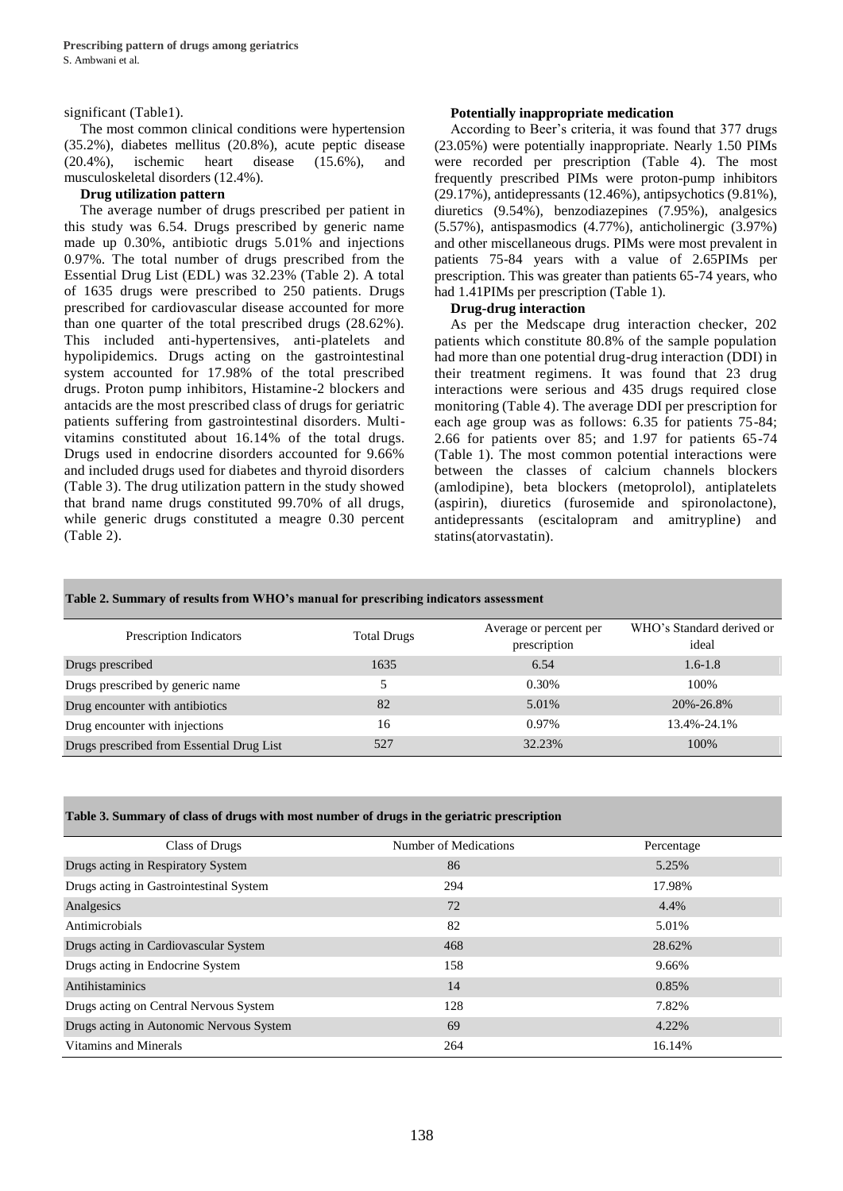significant (Table1).

The most common clinical conditions were hypertension (35.2%), diabetes mellitus (20.8%), acute peptic disease (20.4%), ischemic heart disease (15.6%), and musculoskeletal disorders (12.4%).

**Drug utilization pattern**

The average number of drugs prescribed per patient in this study was 6.54. Drugs prescribed by generic name made up 0.30%, antibiotic drugs 5.01% and injections 0.97%. The total number of drugs prescribed from the Essential Drug List (EDL) was 32.23% (Table 2). A total of 1635 drugs were prescribed to 250 patients. Drugs prescribed for cardiovascular disease accounted for more than one quarter of the total prescribed drugs (28.62%). This included anti-hypertensives, anti-platelets and hypolipidemics. Drugs acting on the gastrointestinal system accounted for 17.98% of the total prescribed drugs. Proton pump inhibitors, Histamine-2 blockers and antacids are the most prescribed class of drugs for geriatric patients suffering from gastrointestinal disorders. Multi-vitamins constituted about 16.14% of the total drugs. Drugs used in endocrine disorders accounted for 9.66% and included drugs used for diabetes and thyroid disorders (Table 3). The drug utilization pattern in the study showed that brand name drugs constituted 99.70% of all drugs, while generic drugs constituted a meagre 0.30 percent (Table 2).

**Potentially inappropriate medication**

According to Beer's criteria, it was found that 377 drugs (23.05%) were potentially inappropriate. Nearly 1.50 PIMs were recorded per prescription (Table 4). The most frequently prescribed PIMs were proton-pump inhibitors (29.17%), antidepressants (12.46%), antipsychotics (9.81%), diuretics (9.54%), benzodiazepines (7.95%), analgesics (5.57%), antispasmodics (4.77%), anticholinergic (3.97%) and other miscellaneous drugs. PIMs were most prevalent in patients 75-84 years with a value of 2.65PIMs per prescription. This was greater than patients 65-74 years, who had 1.41PIMs per prescription (Table 1).

**Drug-drug interaction**

As per the Medscape drug interaction checker, 202 patients which constitute 80.8% of the sample population had more than one potential drug-drug interaction (DDI) in their treatment regimens. It was found that 23 drug interactions were serious and 435 drugs required close monitoring (Table 4). The average DDI per prescription for each age group was as follows: 6.35 for patients 75-84; 2.66 for patients over 85; and 1.97 for patients 65-74 (Table 1). The most common potential interactions were between the classes of calcium channels blockers (amlodipine), beta blockers (metoprolol), antiplatelets (aspirin), diuretics (furosemide and spironolactone), antidepressants (escitalopram and amitrypline) and statins(atorvastatin).

**Table 2. Summary of results from WHO's manual for prescribing indicators assessment**

| Prescription Indicators | Total Drugs | Average or percent per prescription | WHO's Standard derived or ideal |
|---|---|---|---|
| Drugs prescribed | 1635 | 6.54 | 1.6-1.8 |
| Drugs prescribed by generic name | 5 | 0.30% | 100% |
| Drug encounter with antibiotics | 82 | 5.01% | 20%-26.8% |
| Drug encounter with injections | 16 | 0.97% | 13.4%-24.1% |
| Drugs prescribed from Essential Drug List | 527 | 32.23% | 100% |

**Table 3. Summary of class of drugs with most number of drugs in the geriatric prescription**

| Class of Drugs | Number of Medications | Percentage |
|---|---|---|
| Drugs acting in Respiratory System | 86 | 5.25% |
| Drugs acting in Gastrointestinal System | 294 | 17.98% |
| Analgesics | 72 | 4.4% |
| Antimicrobials | 82 | 5.01% |
| Drugs acting in Cardiovascular System | 468 | 28.62% |
| Drugs acting in Endocrine System | 158 | 9.66% |
| Antihistaminics | 14 | 0.85% |
| Drugs acting on Central Nervous System | 128 | 7.82% |
| Drugs acting in Autonomic Nervous System | 69 | 4.22% |
| Vitamins and Minerals | 264 | 16.14% |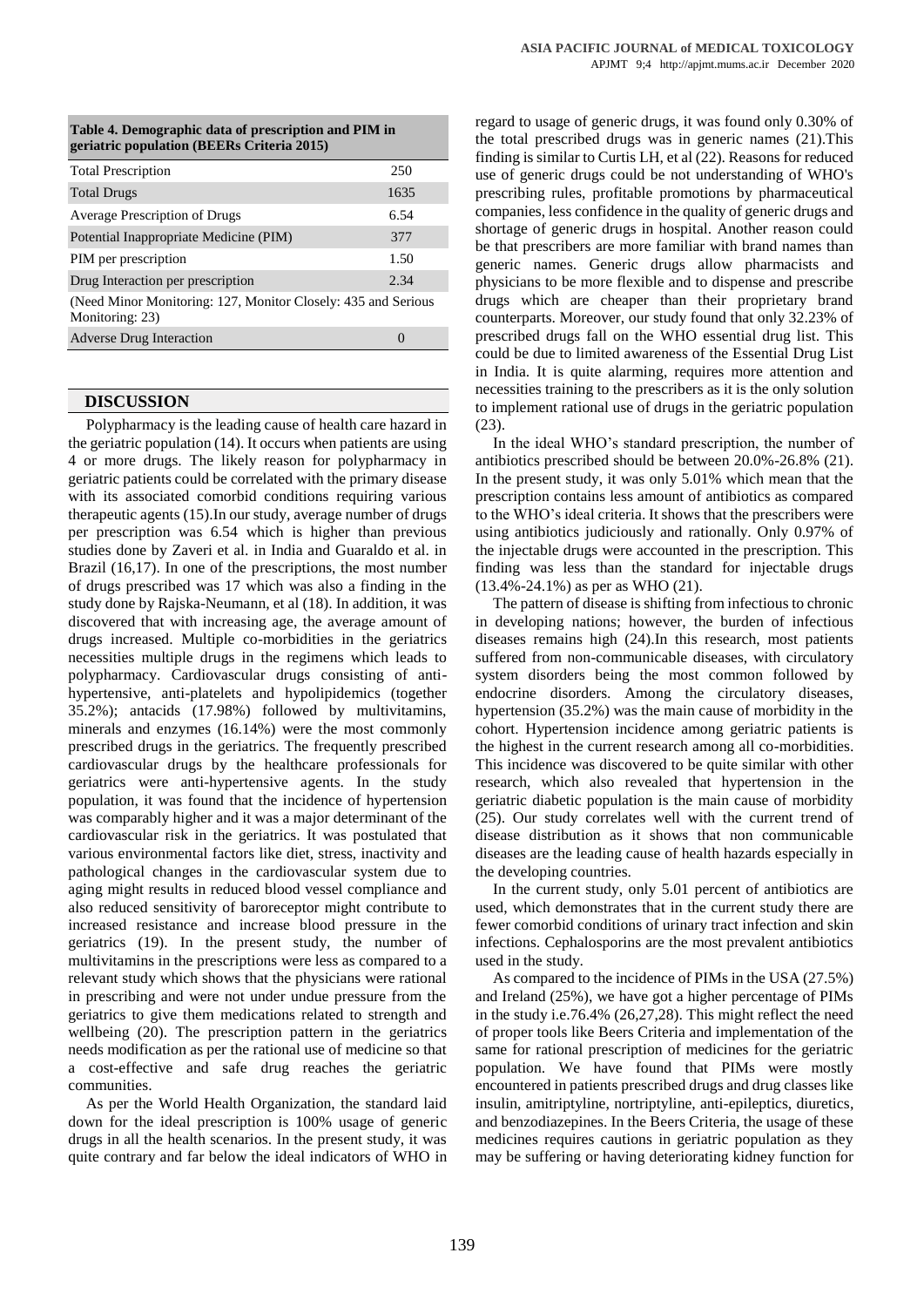**Table 4. Demographic data of prescription and PIM in geriatric population (BEERs Criteria 2015)**

| | |
|---|---|
| Total Prescription | 250 |
| Total Drugs | 1635 |
| Average Prescription of Drugs | 6.54 |
| Potential Inappropriate Medicine (PIM) | 377 |
| PIM per prescription | 1.50 |
| Drug Interaction per prescription | 2.34 |
| (Need Minor Monitoring: 127, Monitor Closely: 435 and Serious Monitoring: 23) | |
| Adverse Drug Interaction | 0 |

## DISCUSSION

Polypharmacy is the leading cause of health care hazard in the geriatric population (14). It occurs when patients are using 4 or more drugs. The likely reason for polypharmacy in geriatric patients could be correlated with the primary disease with its associated comorbid conditions requiring various therapeutic agents (15).In our study, average number of drugs per prescription was 6.54 which is higher than previous studies done by Zaveri et al. in India and Guaraldo et al. in Brazil (16,17). In one of the prescriptions, the most number of drugs prescribed was 17 which was also a finding in the study done by Rajska-Neumann, et al (18). In addition, it was discovered that with increasing age, the average amount of drugs increased. Multiple co-morbidities in the geriatrics necessities multiple drugs in the regimens which leads to polypharmacy. Cardiovascular drugs consisting of anti-hypertensive, anti-platelets and hypolipidemics (together 35.2%); antacids (17.98%) followed by multivitamins, minerals and enzymes (16.14%) were the most commonly prescribed drugs in the geriatrics. The frequently prescribed cardiovascular drugs by the healthcare professionals for geriatrics were anti-hypertensive agents. In the study population, it was found that the incidence of hypertension was comparably higher and it was a major determinant of the cardiovascular risk in the geriatrics. It was postulated that various environmental factors like diet, stress, inactivity and pathological changes in the cardiovascular system due to aging might results in reduced blood vessel compliance and also reduced sensitivity of baroreceptor might contribute to increased resistance and increase blood pressure in the geriatrics (19). In the present study, the number of multivitamins in the prescriptions were less as compared to a relevant study which shows that the physicians were rational in prescribing and were not under undue pressure from the geriatrics to give them medications related to strength and wellbeing (20). The prescription pattern in the geriatrics needs modification as per the rational use of medicine so that a cost-effective and safe drug reaches the geriatric communities.

As per the World Health Organization, the standard laid down for the ideal prescription is 100% usage of generic drugs in all the health scenarios. In the present study, it was quite contrary and far below the ideal indicators of WHO in regard to usage of generic drugs, it was found only 0.30% of the total prescribed drugs was in generic names (21).This finding is similar to Curtis LH, et al (22). Reasons for reduced use of generic drugs could be not understanding of WHO's prescribing rules, profitable promotions by pharmaceutical companies, less confidence in the quality of generic drugs and shortage of generic drugs in hospital. Another reason could be that prescribers are more familiar with brand names than generic names. Generic drugs allow pharmacists and physicians to be more flexible and to dispense and prescribe drugs which are cheaper than their proprietary brand counterparts. Moreover, our study found that only 32.23% of prescribed drugs fall on the WHO essential drug list. This could be due to limited awareness of the Essential Drug List in India. It is quite alarming, requires more attention and necessities training to the prescribers as it is the only solution to implement rational use of drugs in the geriatric population (23).

In the ideal WHO's standard prescription, the number of antibiotics prescribed should be between 20.0%-26.8% (21). In the present study, it was only 5.01% which mean that the prescription contains less amount of antibiotics as compared to the WHO's ideal criteria. It shows that the prescribers were using antibiotics judiciously and rationally. Only 0.97% of the injectable drugs were accounted in the prescription. This finding was less than the standard for injectable drugs (13.4%-24.1%) as per as WHO (21).

The pattern of disease is shifting from infectious to chronic in developing nations; however, the burden of infectious diseases remains high (24).In this research, most patients suffered from non-communicable diseases, with circulatory system disorders being the most common followed by endocrine disorders. Among the circulatory diseases, hypertension (35.2%) was the main cause of morbidity in the cohort. Hypertension incidence among geriatric patients is the highest in the current research among all co-morbidities. This incidence was discovered to be quite similar with other research, which also revealed that hypertension in the geriatric diabetic population is the main cause of morbidity (25). Our study correlates well with the current trend of disease distribution as it shows that non communicable diseases are the leading cause of health hazards especially in the developing countries.

In the current study, only 5.01 percent of antibiotics are used, which demonstrates that in the current study there are fewer comorbid conditions of urinary tract infection and skin infections. Cephalosporins are the most prevalent antibiotics used in the study.

As compared to the incidence of PIMs in the USA (27.5%) and Ireland (25%), we have got a higher percentage of PIMs in the study i.e.76.4% (26,27,28). This might reflect the need of proper tools like Beers Criteria and implementation of the same for rational prescription of medicines for the geriatric population. We have found that PIMs were mostly encountered in patients prescribed drugs and drug classes like insulin, amitriptyline, nortriptyline, anti-epileptics, diuretics, and benzodiazepines. In the Beers Criteria, the usage of these medicines requires cautions in geriatric population as they may be suffering or having deteriorating kidney function for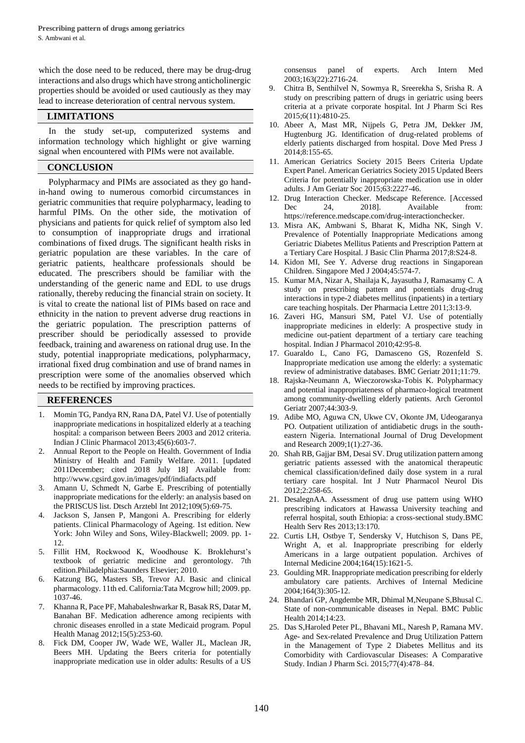which the dose need to be reduced, there may be drug-drug interactions and also drugs which have strong anticholinergic properties should be avoided or used cautiously as they may lead to increase deterioration of central nervous system.

## LIMITATIONS

In the study set-up, computerized systems and information technology which highlight or give warning signal when encountered with PIMs were not available.

## CONCLUSION

Polypharmacy and PIMs are associated as they go hand-in-hand owing to numerous comorbid circumstances in geriatric communities that require polypharmacy, leading to harmful PIMs. On the other side, the motivation of physicians and patients for quick relief of symptom also led to consumption of inappropriate drugs and irrational combinations of fixed drugs. The significant health risks in geriatric population are these variables. In the care of geriatric patients, healthcare professionals should be educated. The prescribers should be familiar with the understanding of the generic name and EDL to use drugs rationally, thereby reducing the financial strain on society. It is vital to create the national list of PIMs based on race and ethnicity in the nation to prevent adverse drug reactions in the geriatric population. The prescription patterns of prescriber should be periodically assessed to provide feedback, training and awareness on rational drug use. In the study, potential inappropriate medications, polypharmacy, irrational fixed drug combination and use of brand names in prescription were some of the anomalies observed which needs to be rectified by improving practices.

## REFERENCES

1. Momin TG, Pandya RN, Rana DA, Patel VJ. Use of potentially inappropriate medications in hospitalized elderly at a teaching hospital: a comparison between Beers 2003 and 2012 criteria. Indian J Clinic Pharmacol 2013;45(6):603-7.
2. Annual Report to the People on Health. Government of India Ministry of Health and Family Welfare. 2011. [updated 2011December; cited 2018 July 18] Available from: http://www.cgsird.gov.in/images/pdf/indiafacts.pdf
3. Amann U, Schmedt N, Garbe E. Prescribing of potentially inappropriate medications for the elderly: an analysis based on the PRISCUS list. Dtsch Arztebl Int 2012;109(5):69-75.
4. Jackson S, Jansen P, Mangoni A. Prescribing for elderly patients. Clinical Pharmacology of Ageing. 1st edition. New York: John Wiley and Sons, Wiley-Blackwell; 2009. pp. 1-12.
5. Fillit HM, Rockwood K, Woodhouse K. Broklehurst's textbook of geriatric medicine and gerontology. 7th edition.Philadelphia:Saunders Elsevier; 2010.
6. Katzung BG, Masters SB, Trevor AJ. Basic and clinical pharmacology. 11th ed. California:Tata Mcgrow hill; 2009. pp. 1037-46.
7. Khanna R, Pace PF, Mahabaleshwarkar R, Basak RS, Datar M, Banahan BF. Medication adherence among recipients with chronic diseases enrolled in a state Medicaid program. Popul Health Manag 2012;15(5):253-60.
8. Fick DM, Cooper JW, Wade WE, Waller JL, Maclean JR, Beers MH. Updating the Beers criteria for potentially inappropriate medication use in older adults: Results of a US consensus panel of experts. Arch Intern Med 2003;163(22):2716-24.
9. Chitra B, Senthilvel N, Sowmya R, Sreerekha S, Srisha R. A study on prescribing pattern of drugs in geriatric using beers criteria at a private corporate hospital. Int J Pharm Sci Res 2015;6(11):4810-25.
10. Abeer A, Mast MR, Nijpels G, Petra JM, Dekker JM, Hugtenburg JG. Identification of drug-related problems of elderly patients discharged from hospital. Dove Med Press J 2014;8:155-65.
11. American Geriatrics Society 2015 Beers Criteria Update Expert Panel. American Geriatrics Society 2015 Updated Beers Criteria for potentially inappropriate medication use in older adults. J Am Geriatr Soc 2015;63:2227-46.
12. Drug Interaction Checker. Medscape Reference. [Accessed Dec 24, 2018]. Available from: https://reference.medscape.com/drug-interactionchecker.
13. Misra AK, Ambwani S, Bharat K, Midha NK, Singh V. Prevalence of Potentially Inappropriate Medications among Geriatric Diabetes Mellitus Patients and Prescription Pattern at a Tertiary Care Hospital. J Basic Clin Pharma 2017;8:S24-8.
14. Kidon MI, See Y. Adverse drug reactions in Singaporean Children. Singapore Med J 2004;45:574-7.
15. Kumar MA, Nizar A, Shailaja K, Jayasutha J, Ramasamy C. A study on prescribing pattern and potentials drug-drug interactions in type-2 diabetes mellitus (inpatients) in a tertiary care teaching hospitals. Der Pharmacia Lettre 2011;3:13-9.
16. Zaveri HG, Mansuri SM, Patel VJ. Use of potentially inappropriate medicines in elderly: A prospective study in medicine out-patient department of a tertiary care teaching hospital. Indian J Pharmacol 2010;42:95-8.
17. Guaraldo L, Cano FG, Damasceno GS, Rozenfeld S. Inappropriate medication use among the elderly: a systematic review of administrative databases. BMC Geriatr 2011;11:79.
18. Rajska-Neumann A, Wieczorowska-Tobis K. Polypharmacy and potential inappropriateness of pharmaco-logical treatment among community-dwelling elderly patients. Arch Gerontol Geriatr 2007;44:303-9.
19. Adibe MO, Aguwa CN, Ukwe CV, Okonte JM, Udeogaranya PO. Outpatient utilization of antidiabetic drugs in the south-eastern Nigeria. International Journal of Drug Development and Research 2009;1(1):27-36.
20. Shah RB, Gajjar BM, Desai SV. Drug utilization pattern among geriatric patients assessed with the anatomical therapeutic chemical classification/defined daily dose system in a rural tertiary care hospital. Int J Nutr Pharmacol Neurol Dis 2012;2:258-65.
21. DesalegnAA. Assessment of drug use pattern using WHO prescribing indicators at Hawassa University teaching and referral hospital, south Ethiopia: a cross-sectional study.BMC Health Serv Res 2013;13:170.
22. Curtis LH, Ostbye T, Sendersky V, Hutchison S, Dans PE, Wright A, et al. Inappropriate prescribing for elderly Americans in a large outpatient population. Archives of Internal Medicine 2004;164(15):1621-5.
23. Goulding MR. Inappropriate medication prescribing for elderly ambulatory care patients. Archives of Internal Medicine 2004;164(3):305-12.
24. Bhandari GP, Angdembe MR, Dhimal M,Neupane S,Bhusal C. State of non-communicable diseases in Nepal. BMC Public Health 2014;14:23.
25. Das S,Haroled Peter PL, Bhavani ML, Naresh P, Ramana MV. Age- and Sex-related Prevalence and Drug Utilization Pattern in the Management of Type 2 Diabetes Mellitus and its Comorbidity with Cardiovascular Diseases: A Comparative Study. Indian J Pharm Sci. 2015;77(4):478–84.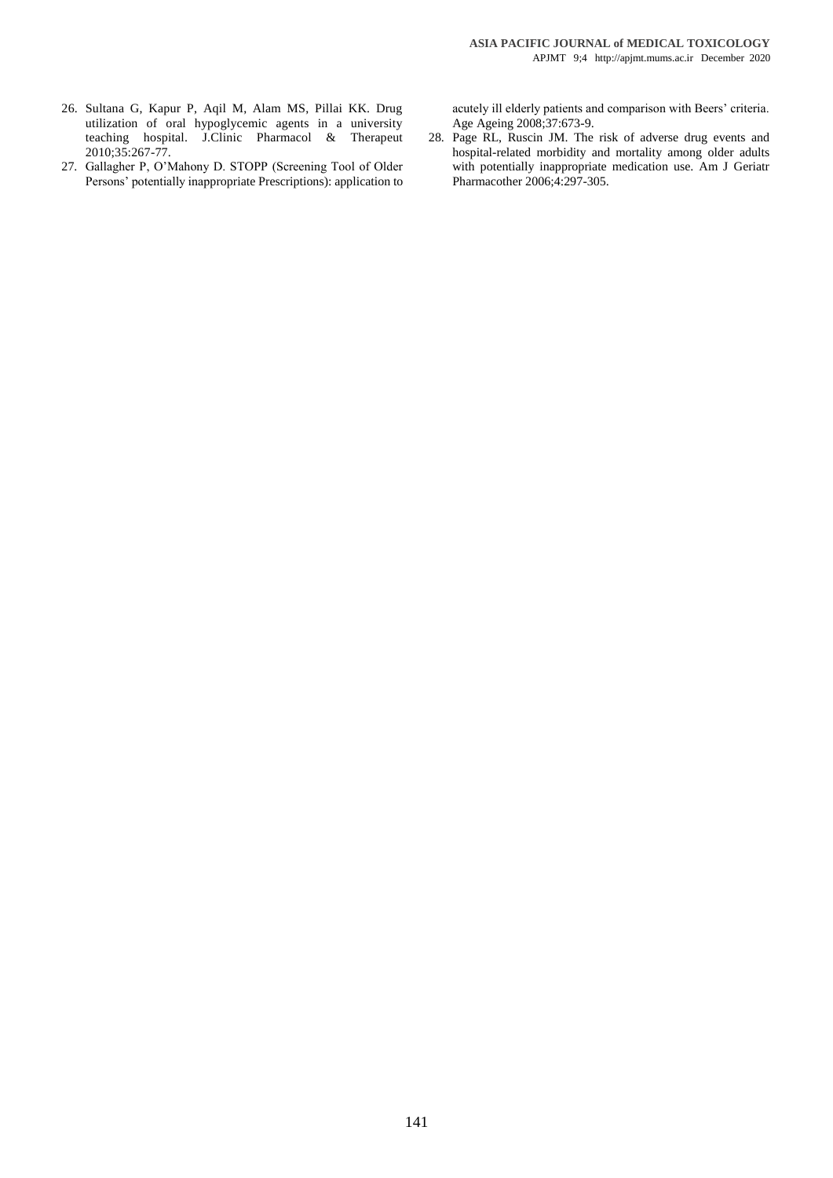26. Sultana G, Kapur P, Aqil M, Alam MS, Pillai KK. Drug utilization of oral hypoglycemic agents in a university teaching hospital. J.Clinic Pharmacol & Therapeut 2010;35:267-77.
27. Gallagher P, O'Mahony D. STOPP (Screening Tool of Older Persons' potentially inappropriate Prescriptions): application to acutely ill elderly patients and comparison with Beers' criteria. Age Ageing 2008;37:673-9.
28. Page RL, Ruscin JM. The risk of adverse drug events and hospital-related morbidity and mortality among older adults with potentially inappropriate medication use. Am J Geriatr Pharmacother 2006;4:297-305.